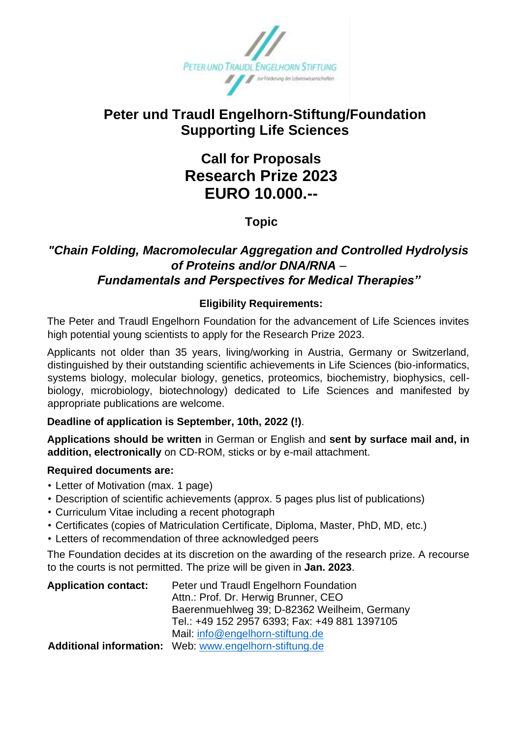# Peter und Traudl Engelhorn-Stiftung/Foundation
## Supporting Life Sciences

## Call for Proposals
## Research Prize 2023
## EURO 10.000.--

### Topic

### *"Chain Folding, Macromolecular Aggregation and Controlled Hydrolysis of Proteins and/or DNA/RNA – Fundamentals and Perspectives for Medical Therapies"*

**Eligibility Requirements:**

The Peter and Traudl Engelhorn Foundation for the advancement of Life Sciences invites high potential young scientists to apply for the Research Prize 2023.

Applicants not older than 35 years, living/working in Austria, Germany or Switzerland, distinguished by their outstanding scientific achievements in Life Sciences (bio-informatics, systems biology, molecular biology, genetics, proteomics, biochemistry, biophysics, cell-biology, microbiology, biotechnology) dedicated to Life Sciences and manifested by appropriate publications are welcome.

**Deadline of application is September, 10th, 2022 (!)**.

**Applications should be written** in German or English and **sent by surface mail and, in addition, electronically** on CD-ROM, sticks or by e-mail attachment.

**Required documents are:**

- Letter of Motivation (max. 1 page)
- Description of scientific achievements (approx. 5 pages plus list of publications)
- Curriculum Vitae including a recent photograph
- Certificates (copies of Matriculation Certificate, Diploma, Master, PhD, MD, etc.)
- Letters of recommendation of three acknowledged peers

The Foundation decides at its discretion on the awarding of the research prize. A recourse to the courts is not permitted. The prize will be given in **Jan. 2023**.

**Application contact:** Peter und Traudl Engelhorn Foundation
Attn.: Prof. Dr. Herwig Brunner, CEO
Baerenmuehlweg 39; D-82362 Weilheim, Germany
Tel.: +49 152 2957 6393; Fax: +49 881 1397105
Mail: info@engelhorn-stiftung.de

**Additional information:** Web: www.engelhorn-stiftung.de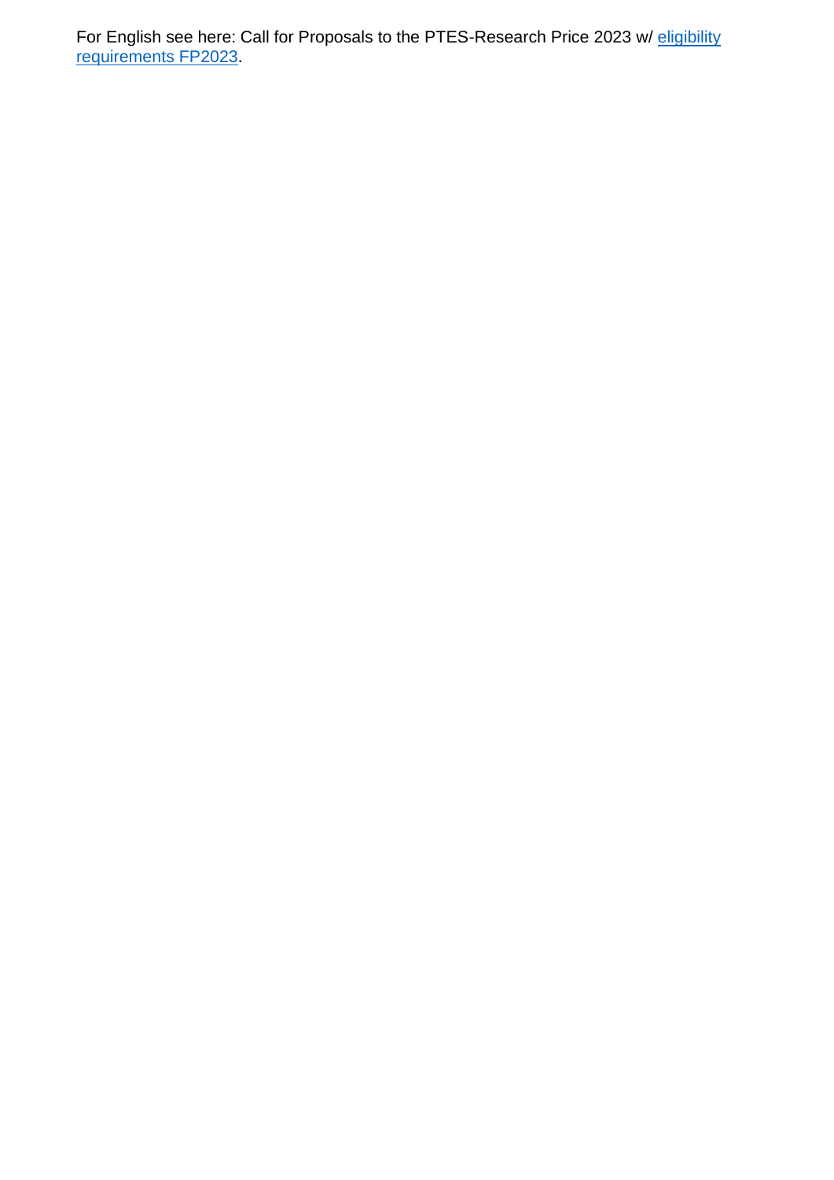For English see here: Call for Proposals to the PTES-Research Price 2023 w/ eligibility requirements FP2023.